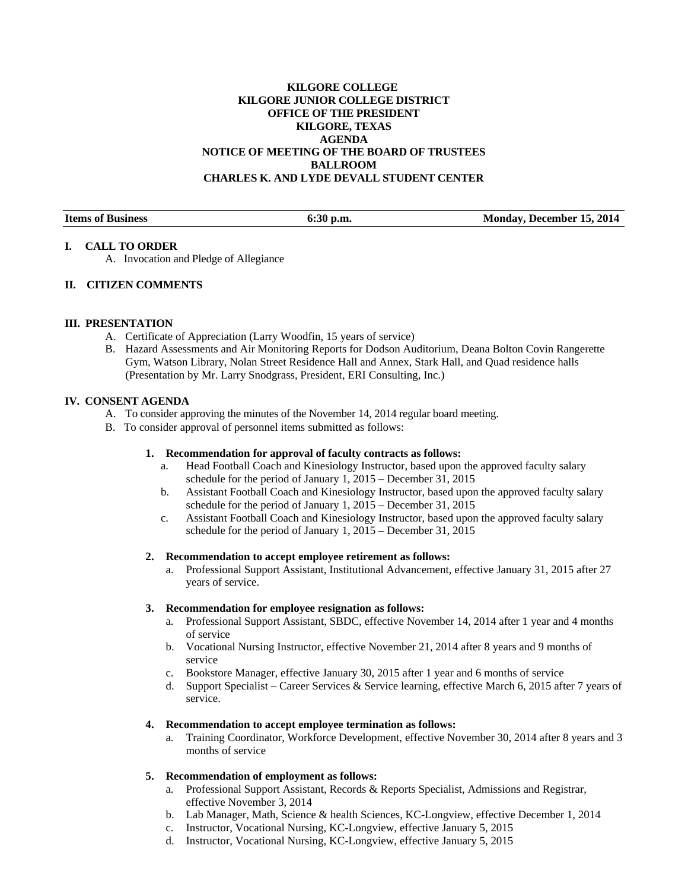**KILGORE COLLEGE**
**KILGORE JUNIOR COLLEGE DISTRICT**
**OFFICE OF THE PRESIDENT**
**KILGORE, TEXAS**
**AGENDA**
**NOTICE OF MEETING OF THE BOARD OF TRUSTEES**
**BALLROOM**
**CHARLES K. AND LYDE DEVALL STUDENT CENTER**

| **Items of Business** | **6:30 p.m.** | **Monday, December 15, 2014** |
|---|---|---|

## I. CALL TO ORDER

A. Invocation and Pledge of Allegiance

## II. CITIZEN COMMENTS

## III. PRESENTATION

A. Certificate of Appreciation (Larry Woodfin, 15 years of service)

B. Hazard Assessments and Air Monitoring Reports for Dodson Auditorium, Deana Bolton Covin Rangerette Gym, Watson Library, Nolan Street Residence Hall and Annex, Stark Hall, and Quad residence halls (Presentation by Mr. Larry Snodgrass, President, ERI Consulting, Inc.)

## IV. CONSENT AGENDA

A. To consider approving the minutes of the November 14, 2014 regular board meeting.

B. To consider approval of personnel items submitted as follows:

**1. Recommendation for approval of faculty contracts as follows:**

a. Head Football Coach and Kinesiology Instructor, based upon the approved faculty salary schedule for the period of January 1, 2015 – December 31, 2015

b. Assistant Football Coach and Kinesiology Instructor, based upon the approved faculty salary schedule for the period of January 1, 2015 – December 31, 2015

c. Assistant Football Coach and Kinesiology Instructor, based upon the approved faculty salary schedule for the period of January 1, 2015 – December 31, 2015

**2. Recommendation to accept employee retirement as follows:**

a. Professional Support Assistant, Institutional Advancement, effective January 31, 2015 after 27 years of service.

**3. Recommendation for employee resignation as follows:**

a. Professional Support Assistant, SBDC, effective November 14, 2014 after 1 year and 4 months of service

b. Vocational Nursing Instructor, effective November 21, 2014 after 8 years and 9 months of service

c. Bookstore Manager, effective January 30, 2015 after 1 year and 6 months of service

d. Support Specialist – Career Services & Service learning, effective March 6, 2015 after 7 years of service.

**4. Recommendation to accept employee termination as follows:**

a. Training Coordinator, Workforce Development, effective November 30, 2014 after 8 years and 3 months of service

**5. Recommendation of employment as follows:**

a. Professional Support Assistant, Records & Reports Specialist, Admissions and Registrar, effective November 3, 2014

b. Lab Manager, Math, Science & health Sciences, KC-Longview, effective December 1, 2014

c. Instructor, Vocational Nursing, KC-Longview, effective January 5, 2015

d. Instructor, Vocational Nursing, KC-Longview, effective January 5, 2015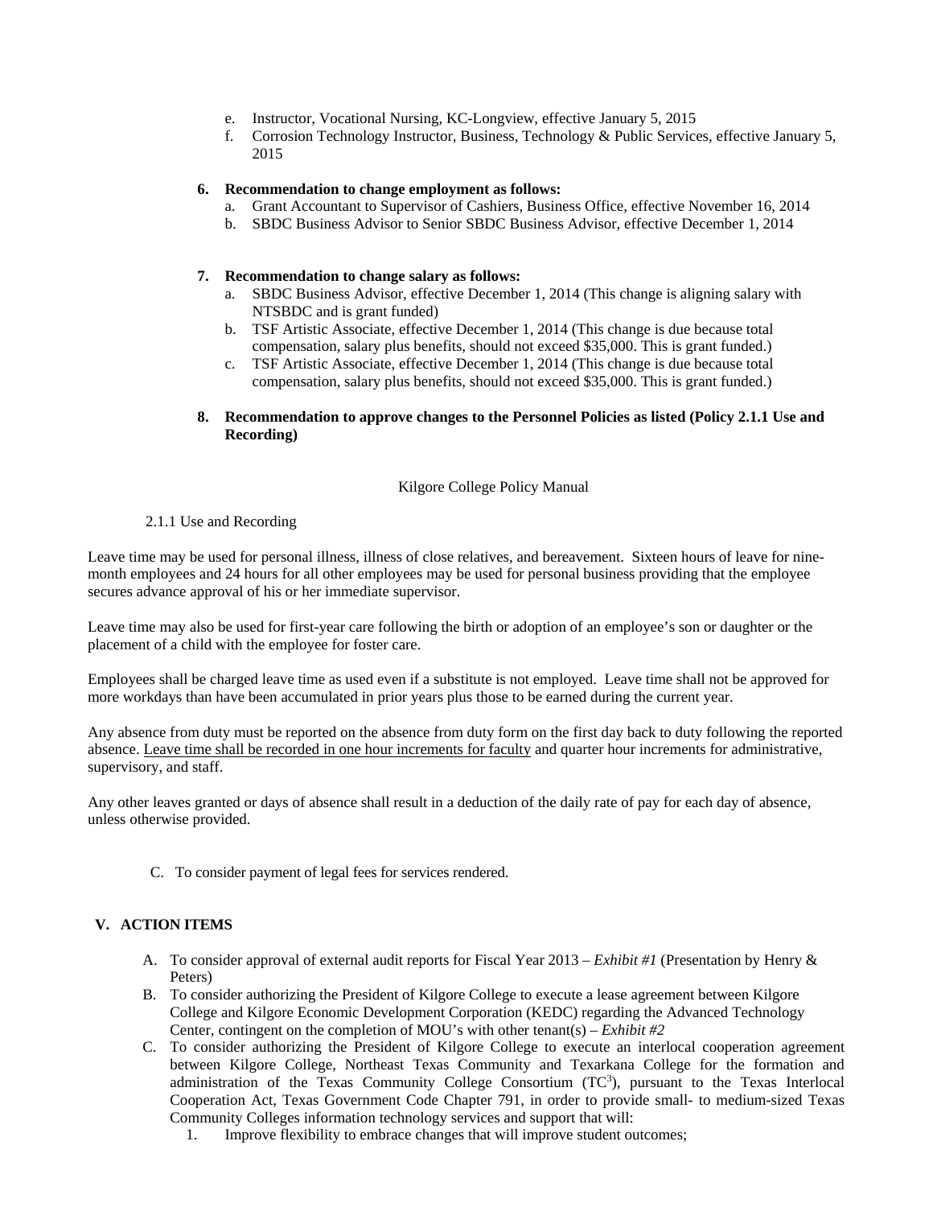e. Instructor, Vocational Nursing, KC-Longview, effective January 5, 2015
f. Corrosion Technology Instructor, Business, Technology & Public Services, effective January 5, 2015

**6. Recommendation to change employment as follows:**

a. Grant Accountant to Supervisor of Cashiers, Business Office, effective November 16, 2014
b. SBDC Business Advisor to Senior SBDC Business Advisor, effective December 1, 2014

**7. Recommendation to change salary as follows:**

a. SBDC Business Advisor, effective December 1, 2014 (This change is aligning salary with NTSBDC and is grant funded)
b. TSF Artistic Associate, effective December 1, 2014 (This change is due because total compensation, salary plus benefits, should not exceed $35,000. This is grant funded.)
c. TSF Artistic Associate, effective December 1, 2014 (This change is due because total compensation, salary plus benefits, should not exceed $35,000. This is grant funded.)

**8. Recommendation to approve changes to the Personnel Policies as listed (Policy 2.1.1 Use and Recording)**

Kilgore College Policy Manual

2.1.1 Use and Recording

Leave time may be used for personal illness, illness of close relatives, and bereavement. Sixteen hours of leave for nine-month employees and 24 hours for all other employees may be used for personal business providing that the employee secures advance approval of his or her immediate supervisor.

Leave time may also be used for first-year care following the birth or adoption of an employee's son or daughter or the placement of a child with the employee for foster care.

Employees shall be charged leave time as used even if a substitute is not employed. Leave time shall not be approved for more workdays than have been accumulated in prior years plus those to be earned during the current year.

Any absence from duty must be reported on the absence from duty form on the first day back to duty following the reported absence. <u>Leave time shall be recorded in one hour increments for faculty</u> and quarter hour increments for administrative, supervisory, and staff.

Any other leaves granted or days of absence shall result in a deduction of the daily rate of pay for each day of absence, unless otherwise provided.

C. To consider payment of legal fees for services rendered.

## V. ACTION ITEMS

A. To consider approval of external audit reports for Fiscal Year 2013 – *Exhibit #1* (Presentation by Henry & Peters)
B. To consider authorizing the President of Kilgore College to execute a lease agreement between Kilgore College and Kilgore Economic Development Corporation (KEDC) regarding the Advanced Technology Center, contingent on the completion of MOU's with other tenant(s) – *Exhibit #2*
C. To consider authorizing the President of Kilgore College to execute an interlocal cooperation agreement between Kilgore College, Northeast Texas Community and Texarkana College for the formation and administration of the Texas Community College Consortium ($TC^3$), pursuant to the Texas Interlocal Cooperation Act, Texas Government Code Chapter 791, in order to provide small- to medium-sized Texas Community Colleges information technology services and support that will:
   1. Improve flexibility to embrace changes that will improve student outcomes;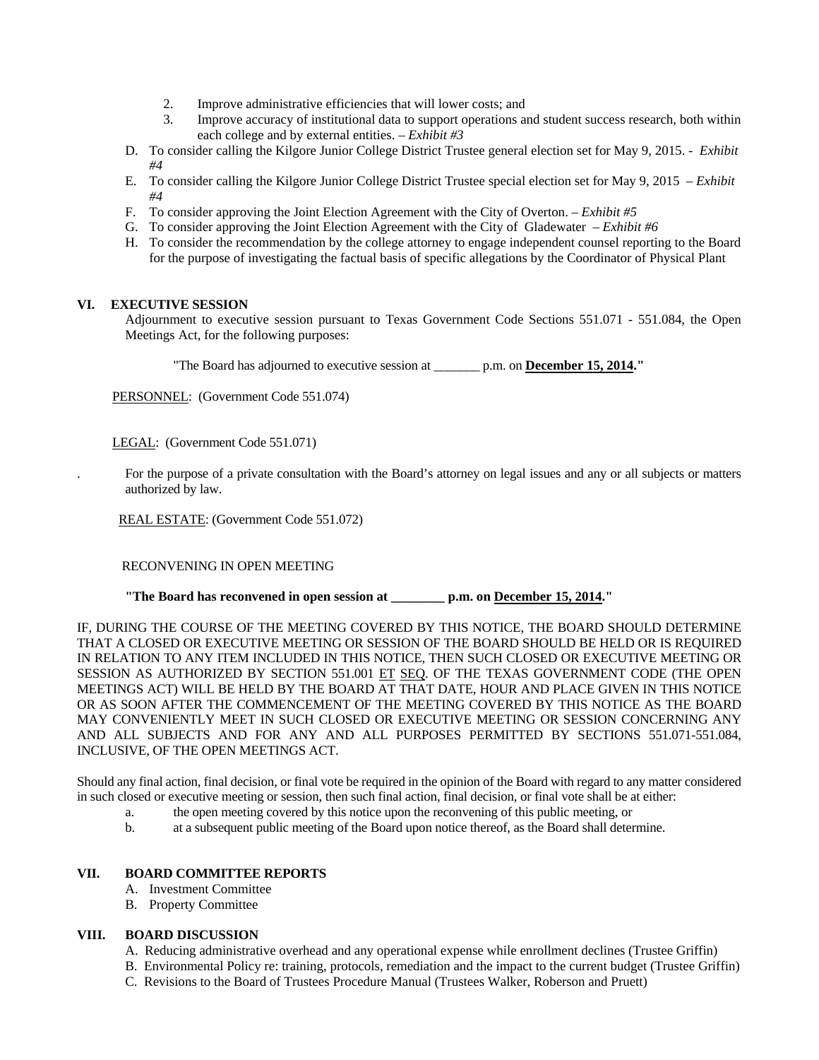2. Improve administrative efficiencies that will lower costs; and
3. Improve accuracy of institutional data to support operations and student success research, both within each college and by external entities. – *Exhibit #3*

D. To consider calling the Kilgore Junior College District Trustee general election set for May 9, 2015. - *Exhibit #4*

E. To consider calling the Kilgore Junior College District Trustee special election set for May 9, 2015 – *Exhibit #4*

F. To consider approving the Joint Election Agreement with the City of Overton. – *Exhibit #5*

G. To consider approving the Joint Election Agreement with the City of Gladewater – *Exhibit #6*

H. To consider the recommendation by the college attorney to engage independent counsel reporting to the Board for the purpose of investigating the factual basis of specific allegations by the Coordinator of Physical Plant

## VI. EXECUTIVE SESSION

Adjournment to executive session pursuant to Texas Government Code Sections 551.071 - 551.084, the Open Meetings Act, for the following purposes:

"The Board has adjourned to executive session at _______ p.m. on **December 15, 2014**."

PERSONNEL: (Government Code 551.074)

LEGAL: (Government Code 551.071)

. For the purpose of a private consultation with the Board's attorney on legal issues and any or all subjects or matters authorized by law.

REAL ESTATE: (Government Code 551.072)

RECONVENING IN OPEN MEETING

**"The Board has reconvened in open session at ________ p.m. on December 15, 2014."**

IF, DURING THE COURSE OF THE MEETING COVERED BY THIS NOTICE, THE BOARD SHOULD DETERMINE THAT A CLOSED OR EXECUTIVE MEETING OR SESSION OF THE BOARD SHOULD BE HELD OR IS REQUIRED IN RELATION TO ANY ITEM INCLUDED IN THIS NOTICE, THEN SUCH CLOSED OR EXECUTIVE MEETING OR SESSION AS AUTHORIZED BY SECTION 551.001 ET SEQ. OF THE TEXAS GOVERNMENT CODE (THE OPEN MEETINGS ACT) WILL BE HELD BY THE BOARD AT THAT DATE, HOUR AND PLACE GIVEN IN THIS NOTICE OR AS SOON AFTER THE COMMENCEMENT OF THE MEETING COVERED BY THIS NOTICE AS THE BOARD MAY CONVENIENTLY MEET IN SUCH CLOSED OR EXECUTIVE MEETING OR SESSION CONCERNING ANY AND ALL SUBJECTS AND FOR ANY AND ALL PURPOSES PERMITTED BY SECTIONS 551.071-551.084, INCLUSIVE, OF THE OPEN MEETINGS ACT.

Should any final action, final decision, or final vote be required in the opinion of the Board with regard to any matter considered in such closed or executive meeting or session, then such final action, final decision, or final vote shall be at either:

a. the open meeting covered by this notice upon the reconvening of this public meeting, or
b. at a subsequent public meeting of the Board upon notice thereof, as the Board shall determine.

## VII. BOARD COMMITTEE REPORTS

A. Investment Committee
B. Property Committee

## VIII. BOARD DISCUSSION

A. Reducing administrative overhead and any operational expense while enrollment declines (Trustee Griffin)
B. Environmental Policy re: training, protocols, remediation and the impact to the current budget (Trustee Griffin)
C. Revisions to the Board of Trustees Procedure Manual (Trustees Walker, Roberson and Pruett)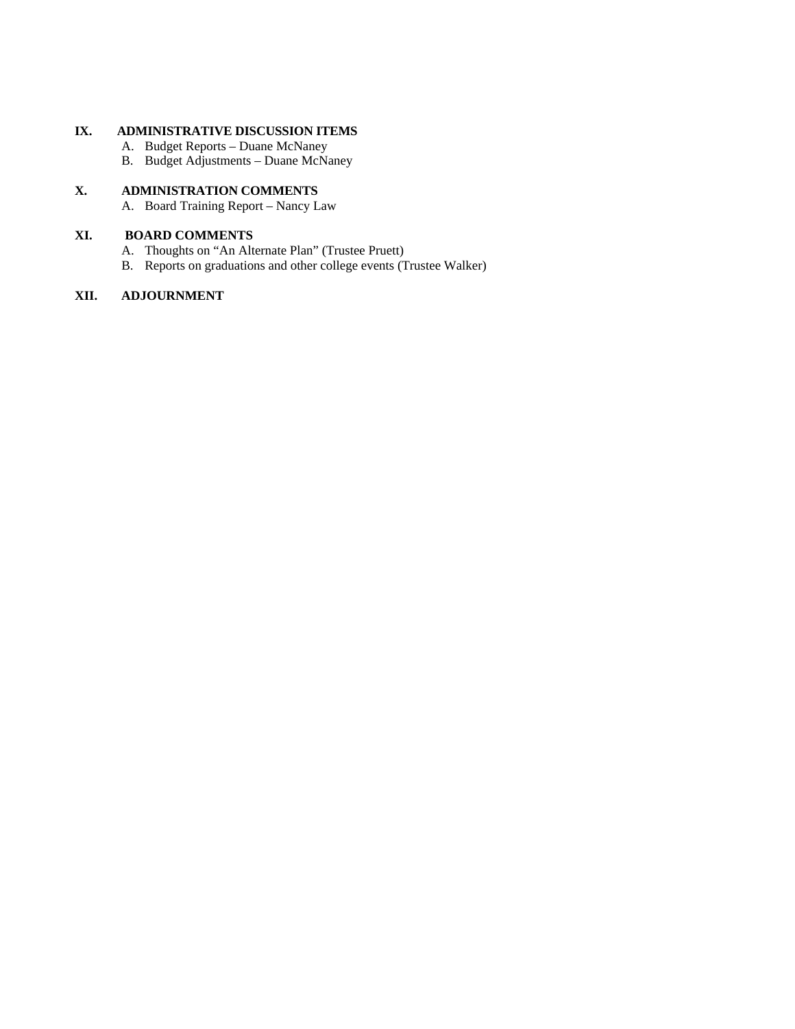**IX. ADMINISTRATIVE DISCUSSION ITEMS**

A. Budget Reports – Duane McNaney
B. Budget Adjustments – Duane McNaney

**X. ADMINISTRATION COMMENTS**

A. Board Training Report – Nancy Law

**XI. BOARD COMMENTS**

A. Thoughts on "An Alternate Plan" (Trustee Pruett)
B. Reports on graduations and other college events (Trustee Walker)

**XII. ADJOURNMENT**